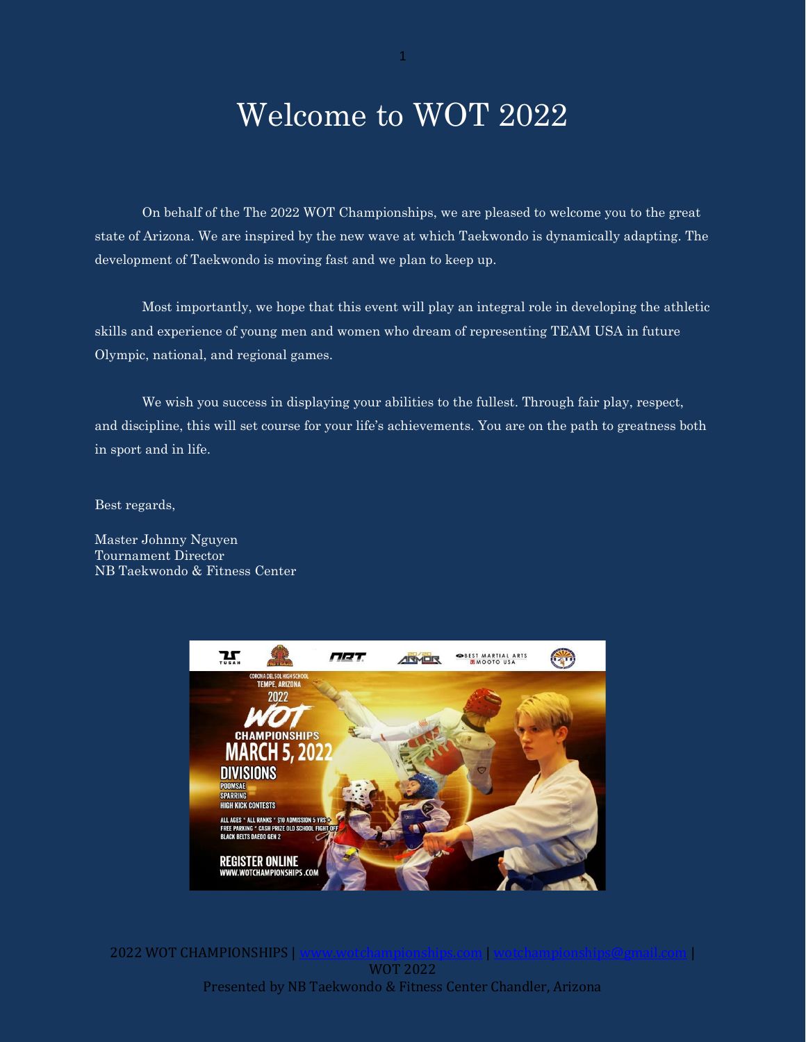# Welcome to WOT 2022

On behalf of the The 2022 WOT Championships, we are pleased to welcome you to the great state of Arizona. We are inspired by the new wave at which Taekwondo is dynamically adapting. The development of Taekwondo is moving fast and we plan to keep up.

Most importantly, we hope that this event will play an integral role in developing the athletic skills and experience of young men and women who dream of representing TEAM USA in future Olympic, national, and regional games.

We wish you success in displaying your abilities to the fullest. Through fair play, respect, and discipline, this will set course for your life's achievements. You are on the path to greatness both in sport and in life.

Best regards,

Master Johnny Nguyen
Tournament Director
NB Taekwondo & Fitness Center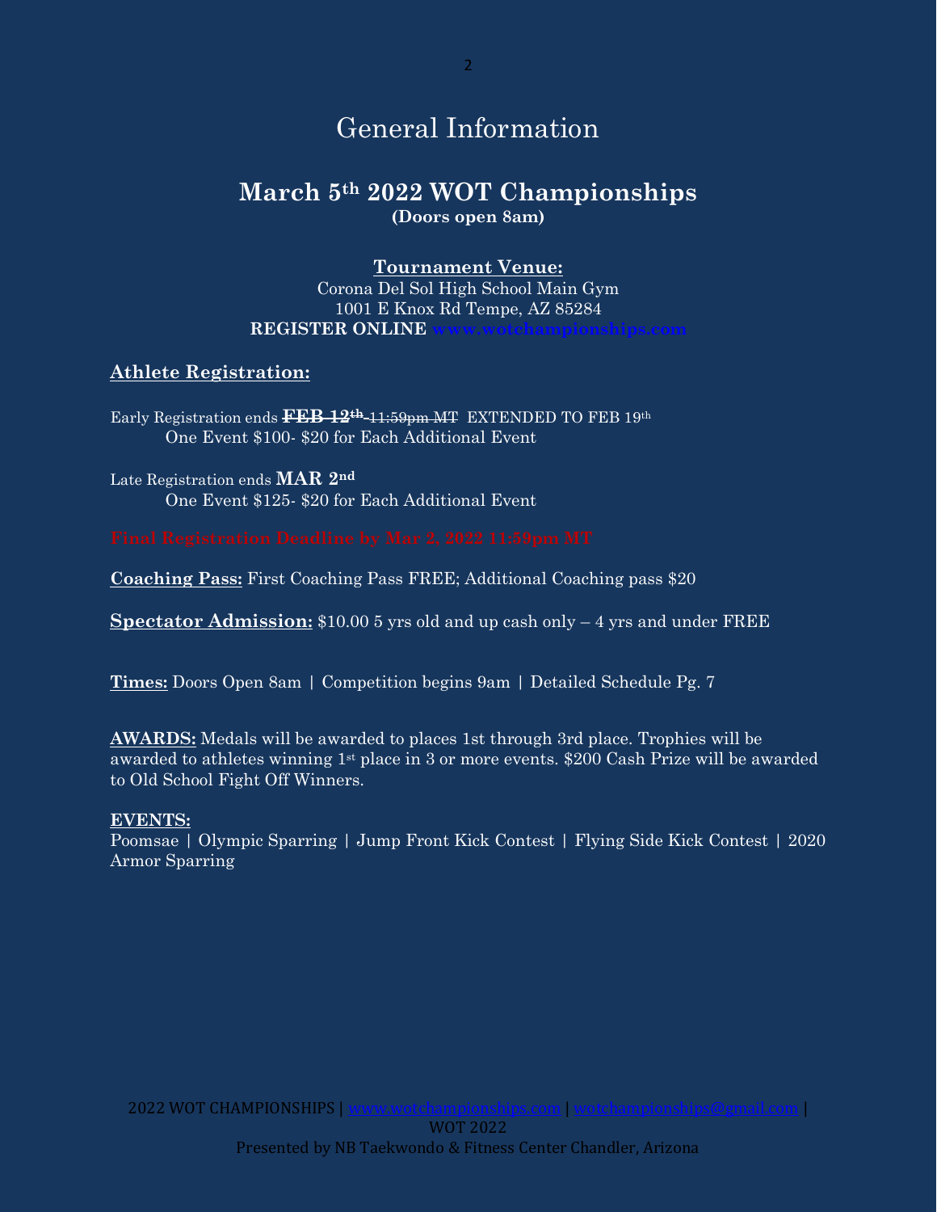# General Information

## March 5th 2022 WOT Championships

**(Doors open 8am)**

**Tournament Venue:**

Corona Del Sol High School Main Gym
1001 E Knox Rd Tempe, AZ 85284
**REGISTER ONLINE www.wotchampionships.com**

**Athlete Registration:**

Early Registration ends ~~**FEB 12th** 11:59pm MT~~ EXTENDED TO FEB 19th
One Event $100- $20 for Each Additional Event

Late Registration ends **MAR 2nd**
One Event $125- $20 for Each Additional Event

**Final Registration Deadline by Mar 2, 2022 11:59pm MT**

**Coaching Pass:** First Coaching Pass FREE; Additional Coaching pass $20

**Spectator Admission:** $10.00 5 yrs old and up cash only – 4 yrs and under FREE

**Times:** Doors Open 8am | Competition begins 9am | Detailed Schedule Pg. 7

**AWARDS:** Medals will be awarded to places 1st through 3rd place. Trophies will be awarded to athletes winning 1st place in 3 or more events. $200 Cash Prize will be awarded to Old School Fight Off Winners.

**EVENTS:**
Poomsae | Olympic Sparring | Jump Front Kick Contest | Flying Side Kick Contest | 2020 Armor Sparring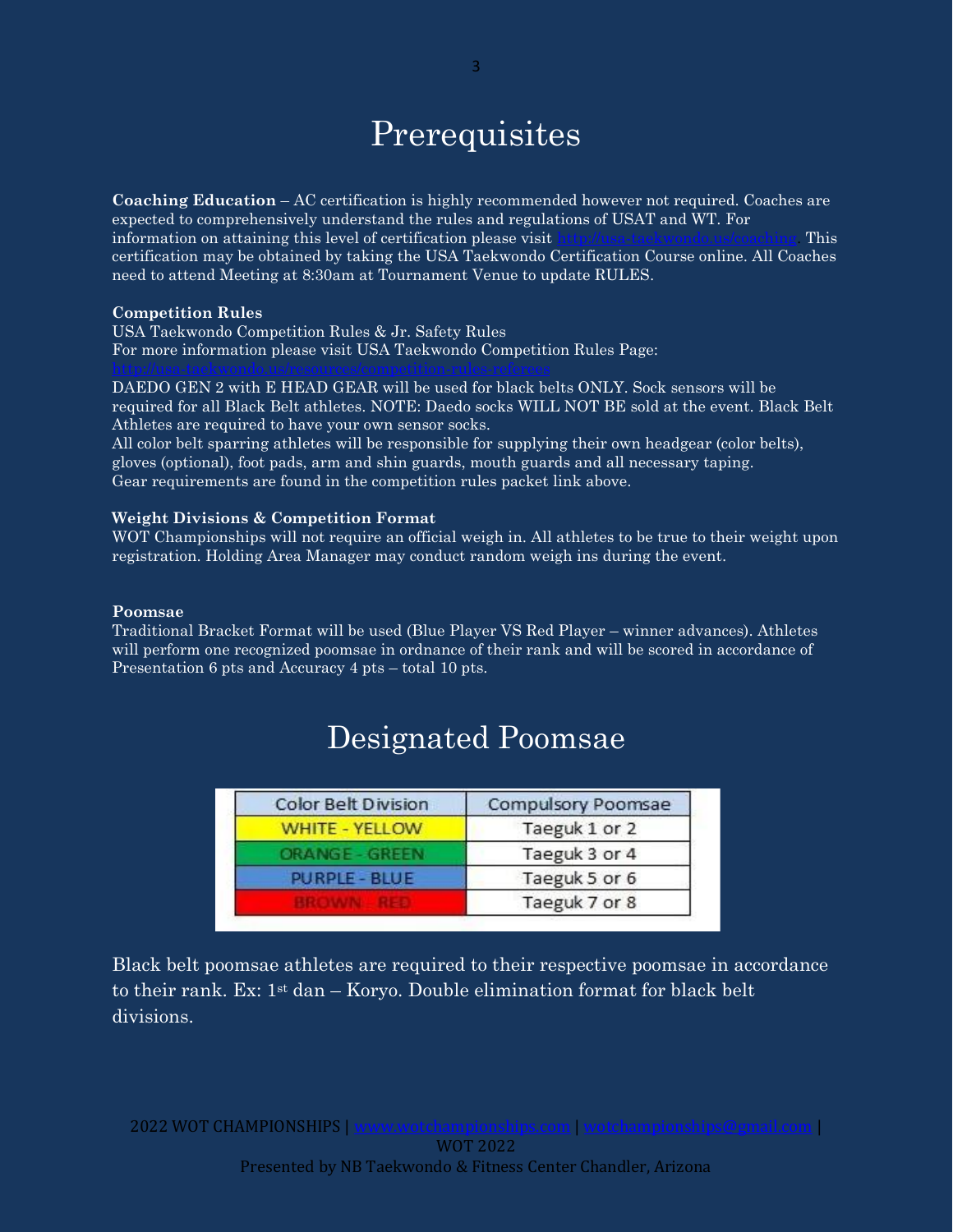# Prerequisites

**Coaching Education** – AC certification is highly recommended however not required. Coaches are expected to comprehensively understand the rules and regulations of USAT and WT. For information on attaining this level of certification please visit http://usa-taekwondo.us/coaching. This certification may be obtained by taking the USA Taekwondo Certification Course online. All Coaches need to attend Meeting at 8:30am at Tournament Venue to update RULES.

**Competition Rules**

USA Taekwondo Competition Rules & Jr. Safety Rules
For more information please visit USA Taekwondo Competition Rules Page:
http://usa-taekwondo.us/resources/competition-rules-referees
DAEDO GEN 2 with E HEAD GEAR will be used for black belts ONLY. Sock sensors will be required for all Black Belt athletes. NOTE: Daedo socks WILL NOT BE sold at the event. Black Belt Athletes are required to have your own sensor socks.
All color belt sparring athletes will be responsible for supplying their own headgear (color belts), gloves (optional), foot pads, arm and shin guards, mouth guards and all necessary taping.
Gear requirements are found in the competition rules packet link above.

**Weight Divisions & Competition Format**

WOT Championships will not require an official weigh in. All athletes to be true to their weight upon registration. Holding Area Manager may conduct random weigh ins during the event.

**Poomsae**

Traditional Bracket Format will be used (Blue Player VS Red Player – winner advances). Athletes will perform one recognized poomsae in ordnance of their rank and will be scored in accordance of Presentation 6 pts and Accuracy 4 pts – total 10 pts.

# Designated Poomsae

| Color Belt Division | Compulsory Poomsae |
|---|---|
| WHITE - YELLOW | Taeguk 1 or 2 |
| ORANGE - GREEN | Taeguk 3 or 4 |
| PURPLE - BLUE | Taeguk 5 or 6 |
| BROWN - RED | Taeguk 7 or 8 |

Black belt poomsae athletes are required to their respective poomsae in accordance to their rank. Ex: 1st dan – Koryo. Double elimination format for black belt divisions.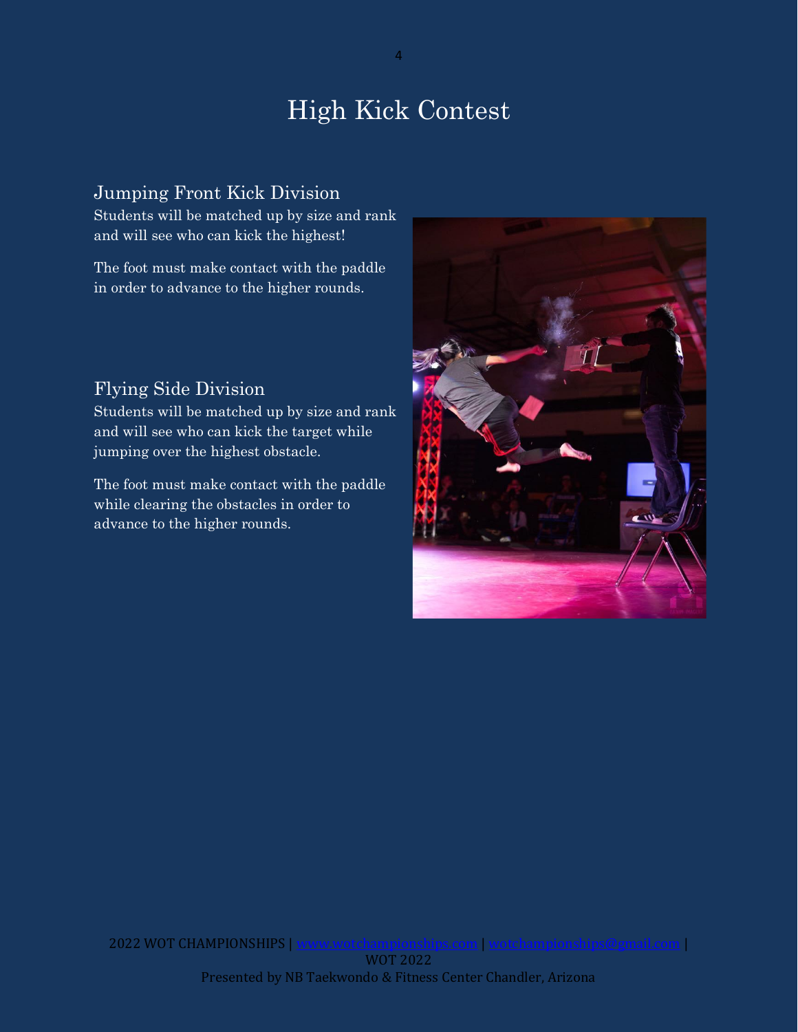# High Kick Contest

## Jumping Front Kick Division

Students will be matched up by size and rank and will see who can kick the highest!

The foot must make contact with the paddle in order to advance to the higher rounds.

## Flying Side Division

Students will be matched up by size and rank and will see who can kick the target while jumping over the highest obstacle.

The foot must make contact with the paddle while clearing the obstacles in order to advance to the higher rounds.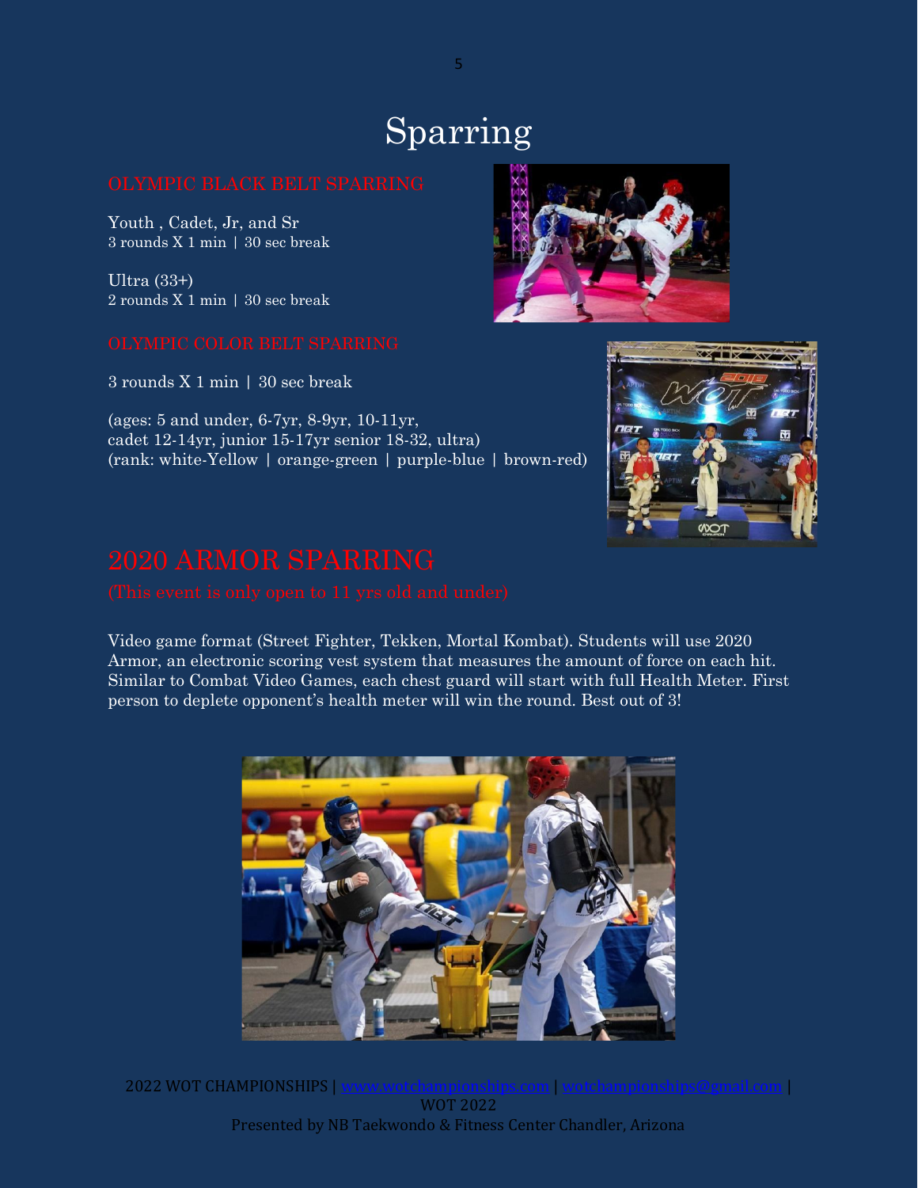# Sparring

## OLYMPIC BLACK BELT SPARRING

Youth , Cadet, Jr, and Sr
3 rounds X 1 min | 30 sec break

Ultra (33+)
2 rounds X 1 min | 30 sec break

## OLYMPIC COLOR BELT SPARRING

3 rounds X 1 min | 30 sec break

(ages: 5 and under, 6-7yr, 8-9yr, 10-11yr,
cadet 12-14yr, junior 15-17yr senior 18-32, ultra)
(rank: white-Yellow | orange-green | purple-blue | brown-red)

# 2020 ARMOR SPARRING

(This event is only open to 11 yrs old and under)

Video game format (Street Fighter, Tekken, Mortal Kombat). Students will use 2020 Armor, an electronic scoring vest system that measures the amount of force on each hit. Similar to Combat Video Games, each chest guard will start with full Health Meter. First person to deplete opponent's health meter will win the round. Best out of 3!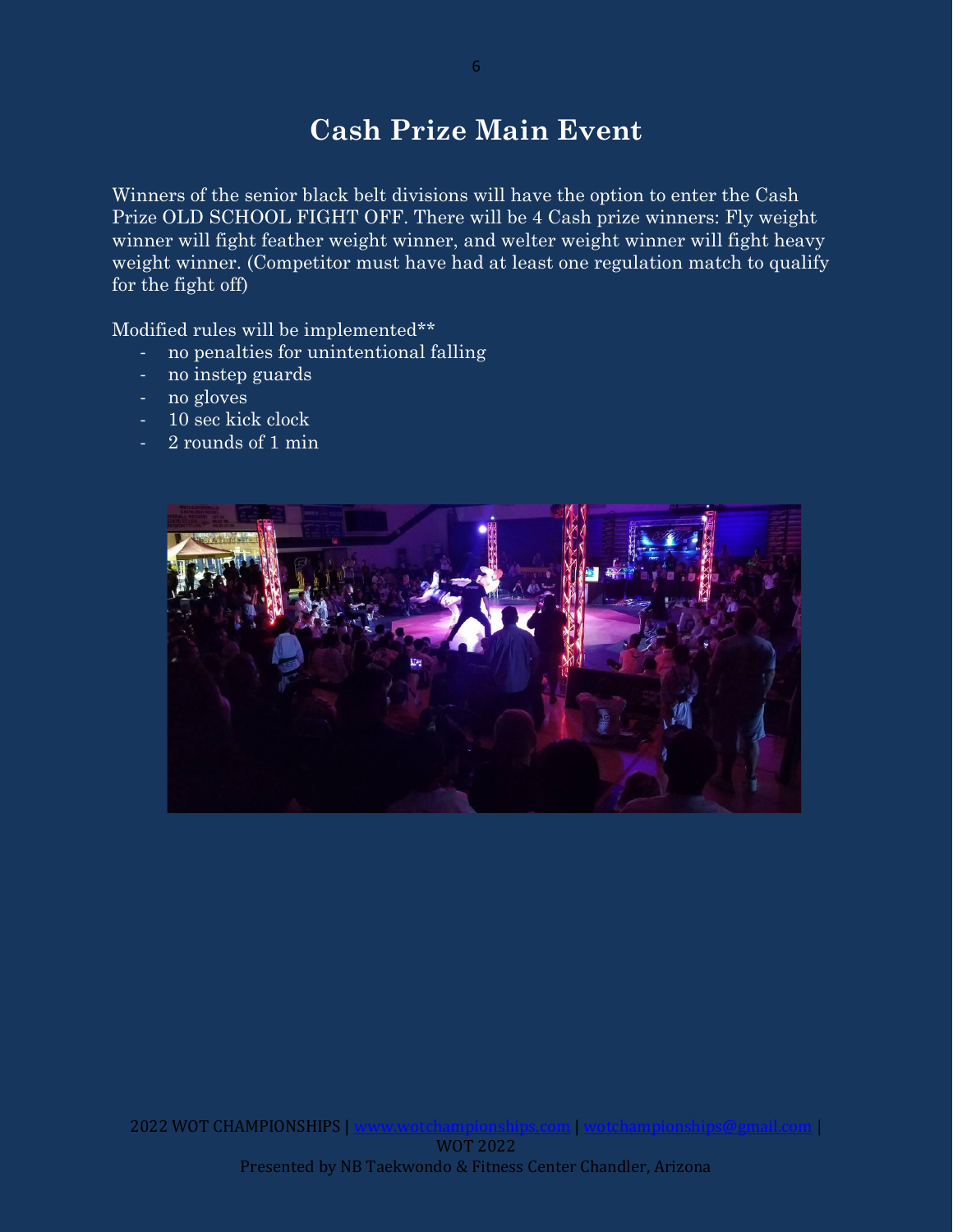# Cash Prize Main Event

Winners of the senior black belt divisions will have the option to enter the Cash Prize OLD SCHOOL FIGHT OFF. There will be 4 Cash prize winners: Fly weight winner will fight feather weight winner, and welter weight winner will fight heavy weight winner. (Competitor must have had at least one regulation match to qualify for the fight off)

Modified rules will be implemented**

- no penalties for unintentional falling
- no instep guards
- no gloves
- 10 sec kick clock
- 2 rounds of 1 min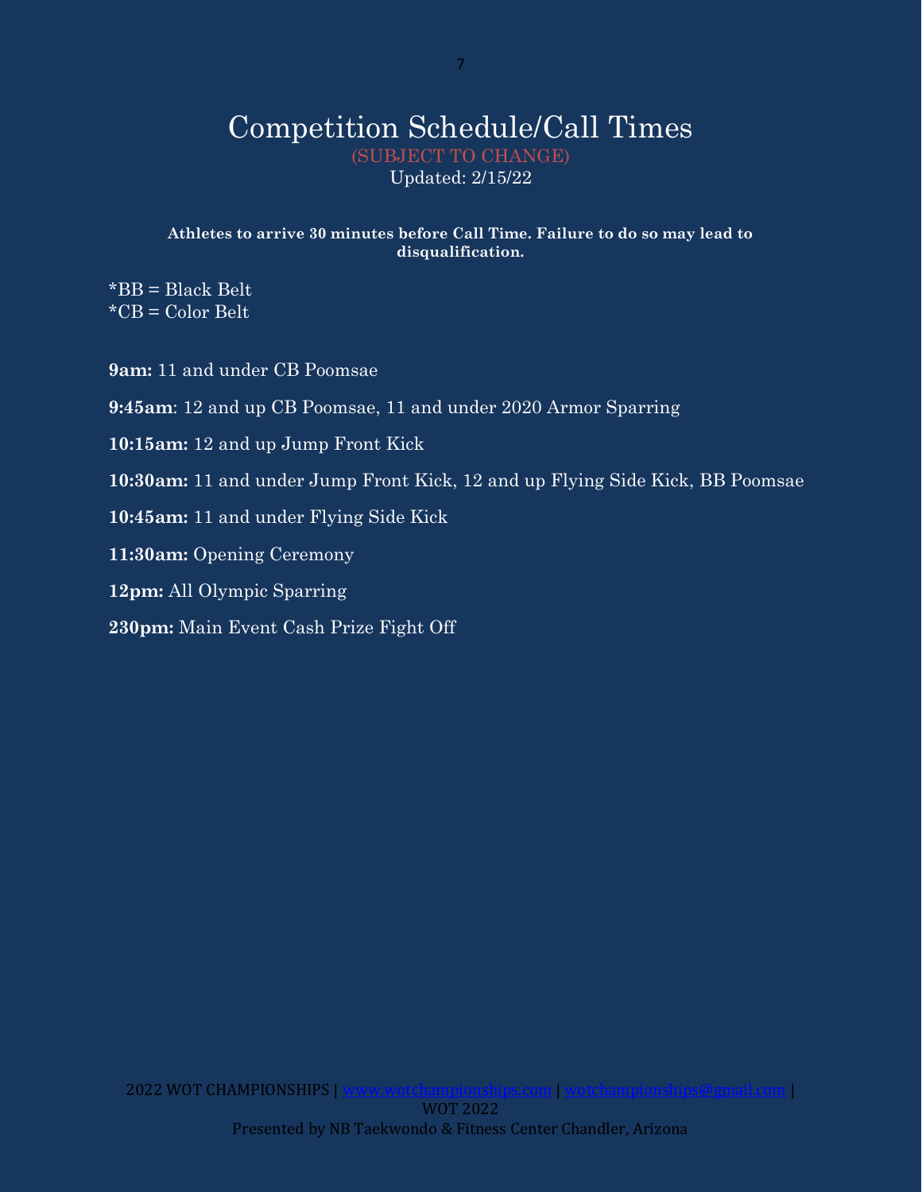# Competition Schedule/Call Times

(SUBJECT TO CHANGE)

Updated: 2/15/22

**Athletes to arrive 30 minutes before Call Time. Failure to do so may lead to disqualification.**

*BB = Black Belt
*CB = Color Belt

**9am:** 11 and under CB Poomsae

**9:45am**: 12 and up CB Poomsae, 11 and under 2020 Armor Sparring

**10:15am:** 12 and up Jump Front Kick

**10:30am:** 11 and under Jump Front Kick, 12 and up Flying Side Kick, BB Poomsae

**10:45am:** 11 and under Flying Side Kick

**11:30am:** Opening Ceremony

**12pm:** All Olympic Sparring

**230pm:** Main Event Cash Prize Fight Off